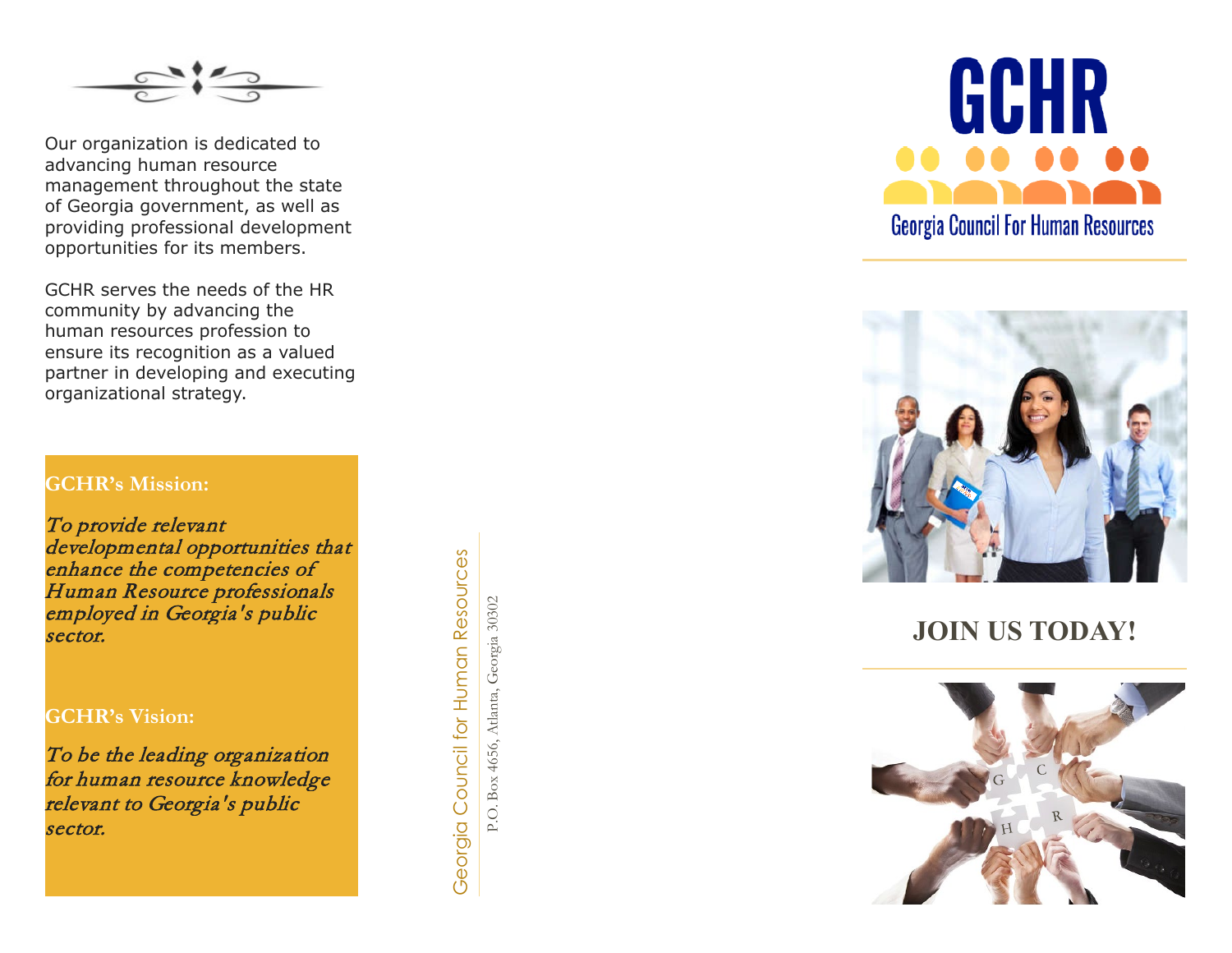Our organization is dedicated to advancing human resource management throughout the state of Georgia government, as well as providing professional development opportunities for its members.

GCHR serves the needs of the HR community by advancing the human resources profession to ensure its recognition as a valued partner in developing and executing organizational strategy.

**GCHR's Mission:**

*To provide relevant developmental opportunities that enhance the competencies of Human Resource professionals employed in Georgia's public sector.*

**GCHR's Vision:**

*To be the leading organization for human resource knowledge relevant to Georgia's public sector.*

Georgia Council for Human Resources

P.O. Box 4656, Atlanta, Georgia 30302

# GCHR

Georgia Council For Human Resources

## JOIN US TODAY!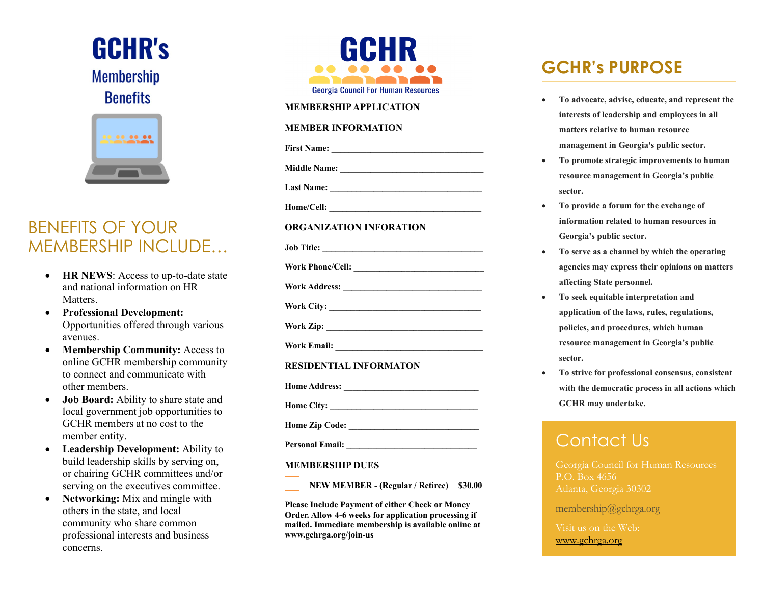# GCHR's Membership Benefits

## BENEFITS OF YOUR MEMBERSHIP INCLUDE…

- **HR NEWS**: Access to up-to-date state and national information on HR Matters.
- **Professional Development:** Opportunities offered through various avenues.
- **Membership Community:** Access to online GCHR membership community to connect and communicate with other members.
- **Job Board:** Ability to share state and local government job opportunities to GCHR members at no cost to the member entity.
- **Leadership Development:** Ability to build leadership skills by serving on, or chairing GCHR committees and/or serving on the executives committee.
- **Networking:** Mix and mingle with others in the state, and local community who share common professional interests and business concerns.

# GCHR

Georgia Council For Human Resources

**MEMBERSHIP APPLICATION**

**MEMBER INFORMATION**

**First Name:** ___________________________________

**Middle Name:** _________________________________

**Last Name:** ___________________________________

**Home/Cell:** ___________________________________

**ORGANIZATION INFORATION**

**Job Title:** _____________________________________

**Work Phone/Cell:** _____________________________

**Work Address:** ________________________________

**Work City:** ___________________________________

**Work Zip:** ____________________________________

**Work Email:** __________________________________

**RESIDENTIAL INFORMATON**

**Home Address:** _______________________________

**Home City:** __________________________________

**Home Zip Code:** ______________________________

**Personal Email:** ______________________________

**MEMBERSHIP DUES**

☐ **NEW MEMBER - (Regular / Retiree) $30.00**

**Please Include Payment of either Check or Money Order. Allow 4-6 weeks for application processing if mailed. Immediate membership is available online at www.gchrga.org/join-us**

## GCHR's PURPOSE

- **To advocate, advise, educate, and represent the interests of leadership and employees in all matters relative to human resource management in Georgia's public sector.**
- **To promote strategic improvements to human resource management in Georgia's public sector.**
- **To provide a forum for the exchange of information related to human resources in Georgia's public sector.**
- **To serve as a channel by which the operating agencies may express their opinions on matters affecting State personnel.**
- **To seek equitable interpretation and application of the laws, rules, regulations, policies, and procedures, which human resource management in Georgia's public sector.**
- **To strive for professional consensus, consistent with the democratic process in all actions which GCHR may undertake.**

## Contact Us

Georgia Council for Human Resources
P.O. Box 4656
Atlanta, Georgia 30302

membership@gchrga.org

Visit us on the Web:
www.gchrga.org